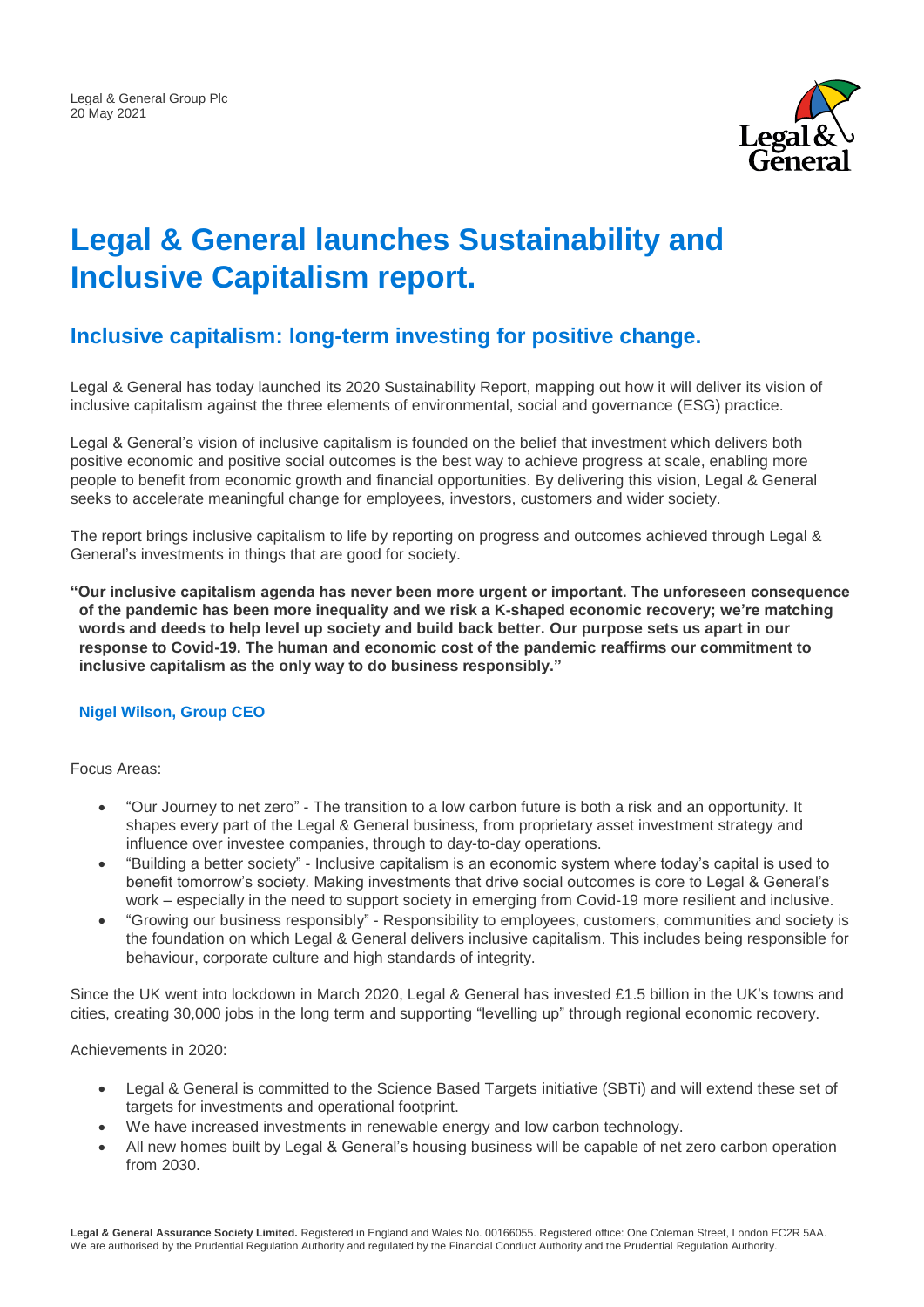Legal & General Group Plc
20 May 2021

# Legal & General launches Sustainability and Inclusive Capitalism report.

## Inclusive capitalism: long-term investing for positive change.

Legal & General has today launched its 2020 Sustainability Report, mapping out how it will deliver its vision of inclusive capitalism against the three elements of environmental, social and governance (ESG) practice.

Legal & General's vision of inclusive capitalism is founded on the belief that investment which delivers both positive economic and positive social outcomes is the best way to achieve progress at scale, enabling more people to benefit from economic growth and financial opportunities. By delivering this vision, Legal & General seeks to accelerate meaningful change for employees, investors, customers and wider society.

The report brings inclusive capitalism to life by reporting on progress and outcomes achieved through Legal & General's investments in things that are good for society.

**"Our inclusive capitalism agenda has never been more urgent or important. The unforeseen consequence of the pandemic has been more inequality and we risk a K-shaped economic recovery; we're matching words and deeds to help level up society and build back better. Our purpose sets us apart in our response to Covid-19. The human and economic cost of the pandemic reaffirms our commitment to inclusive capitalism as the only way to do business responsibly."**

**Nigel Wilson, Group CEO**

Focus Areas:

- "Our Journey to net zero" - The transition to a low carbon future is both a risk and an opportunity. It shapes every part of the Legal & General business, from proprietary asset investment strategy and influence over investee companies, through to day-to-day operations.
- "Building a better society" - Inclusive capitalism is an economic system where today's capital is used to benefit tomorrow's society. Making investments that drive social outcomes is core to Legal & General's work – especially in the need to support society in emerging from Covid-19 more resilient and inclusive.
- "Growing our business responsibly" - Responsibility to employees, customers, communities and society is the foundation on which Legal & General delivers inclusive capitalism. This includes being responsible for behaviour, corporate culture and high standards of integrity.

Since the UK went into lockdown in March 2020, Legal & General has invested £1.5 billion in the UK's towns and cities, creating 30,000 jobs in the long term and supporting "levelling up" through regional economic recovery.

Achievements in 2020:

- Legal & General is committed to the Science Based Targets initiative (SBTi) and will extend these set of targets for investments and operational footprint.
- We have increased investments in renewable energy and low carbon technology.
- All new homes built by Legal & General's housing business will be capable of net zero carbon operation from 2030.

**Legal & General Assurance Society Limited.** Registered in England and Wales No. 00166055. Registered office: One Coleman Street, London EC2R 5AA. We are authorised by the Prudential Regulation Authority and regulated by the Financial Conduct Authority and the Prudential Regulation Authority.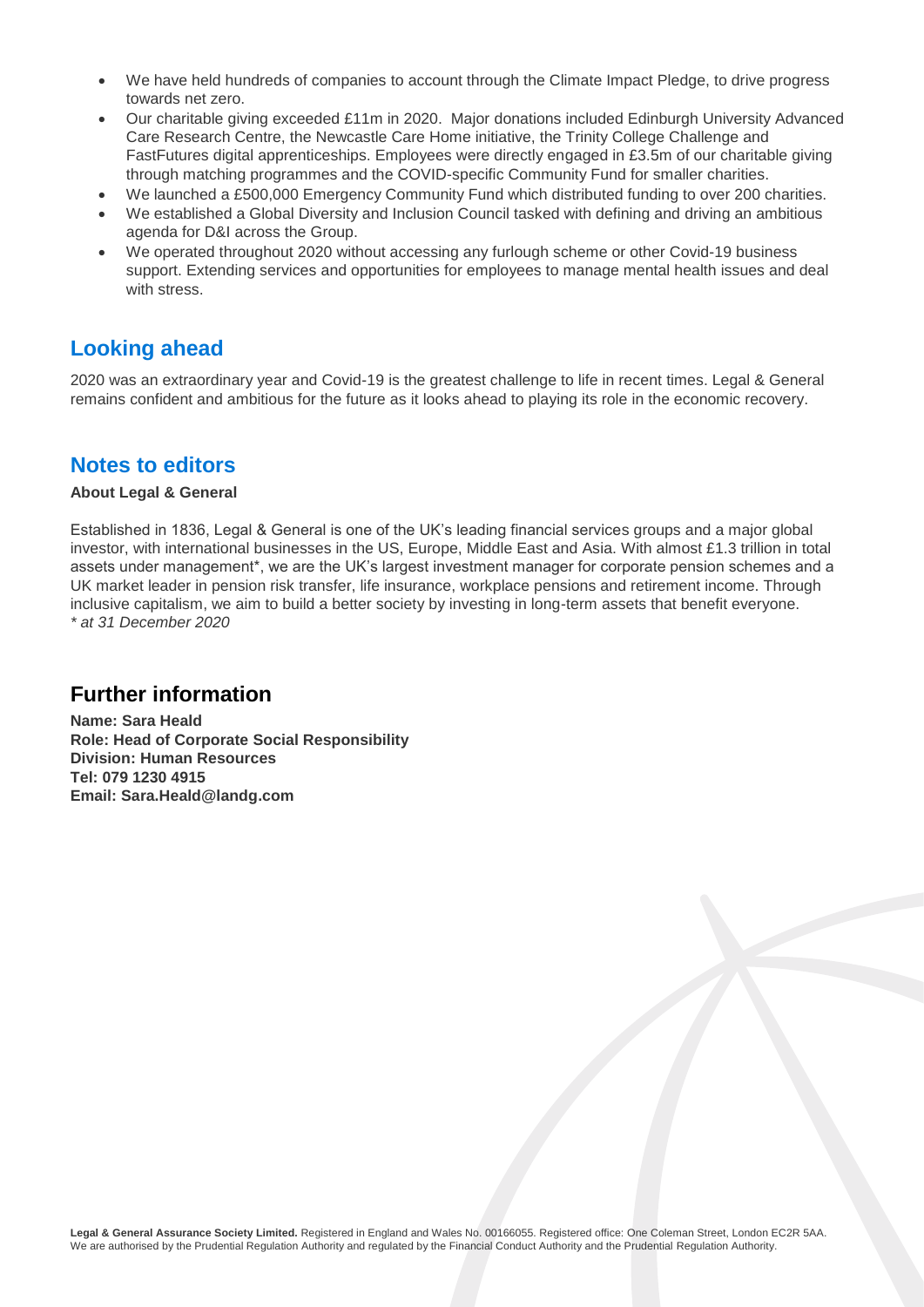- We have held hundreds of companies to account through the Climate Impact Pledge, to drive progress towards net zero.
- Our charitable giving exceeded £11m in 2020. Major donations included Edinburgh University Advanced Care Research Centre, the Newcastle Care Home initiative, the Trinity College Challenge and FastFutures digital apprenticeships. Employees were directly engaged in £3.5m of our charitable giving through matching programmes and the COVID-specific Community Fund for smaller charities.
- We launched a £500,000 Emergency Community Fund which distributed funding to over 200 charities.
- We established a Global Diversity and Inclusion Council tasked with defining and driving an ambitious agenda for D&I across the Group.
- We operated throughout 2020 without accessing any furlough scheme or other Covid-19 business support. Extending services and opportunities for employees to manage mental health issues and deal with stress.

## Looking ahead

2020 was an extraordinary year and Covid-19 is the greatest challenge to life in recent times. Legal & General remains confident and ambitious for the future as it looks ahead to playing its role in the economic recovery.

## Notes to editors

**About Legal & General**

Established in 1836, Legal & General is one of the UK's leading financial services groups and a major global investor, with international businesses in the US, Europe, Middle East and Asia. With almost £1.3 trillion in total assets under management*, we are the UK's largest investment manager for corporate pension schemes and a UK market leader in pension risk transfer, life insurance, workplace pensions and retirement income. Through inclusive capitalism, we aim to build a better society by investing in long-term assets that benefit everyone.
*\* at 31 December 2020*

## Further information

**Name: Sara Heald**
**Role: Head of Corporate Social Responsibility**
**Division: Human Resources**
**Tel: 079 1230 4915**
**Email: Sara.Heald@landg.com**

**Legal & General Assurance Society Limited.** Registered in England and Wales No. 00166055. Registered office: One Coleman Street, London EC2R 5AA. We are authorised by the Prudential Regulation Authority and regulated by the Financial Conduct Authority and the Prudential Regulation Authority.